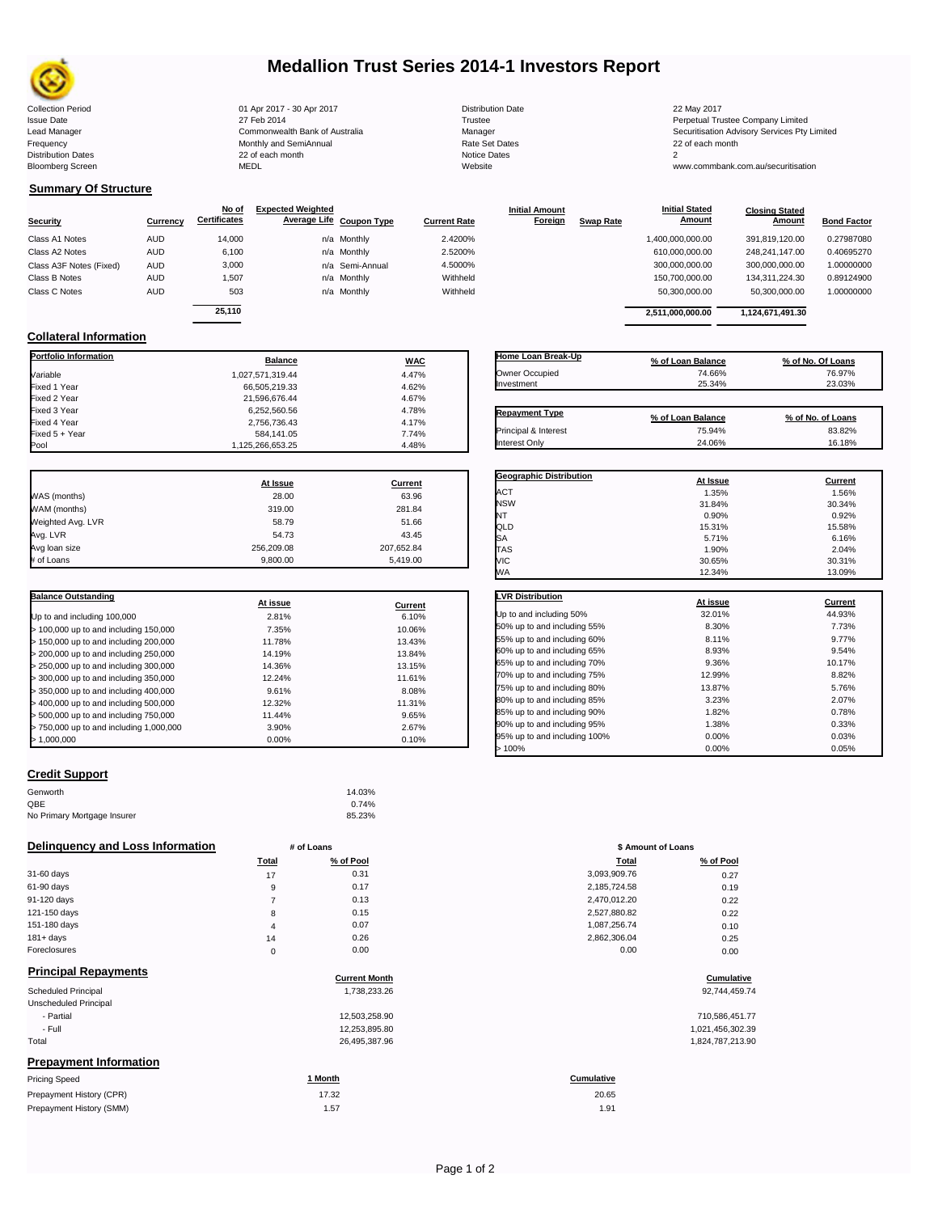# Medallion Trust Series 2014-1 Investors Report

| | | | |
|---|---|---|---|
| Collection Period | 01 Apr 2017 - 30 Apr 2017 | Distribution Date | 22 May 2017 |
| Issue Date | 27 Feb 2014 | Trustee | Perpetual Trustee Company Limited |
| Lead Manager | Commonwealth Bank of Australia | Manager | Securitisation Advisory Services Pty Limited |
| Frequency | Monthly and SemiAnnual | Rate Set Dates | 22 of each month |
| Distribution Dates | 22 of each month | Notice Dates | 2 |
| Bloomberg Screen | MEDL | Website | www.commbank.com.au/securitisation |

## Summary Of Structure

| Security | Currency | No of Certificates | Expected Weighted Average Life | Coupon Type | Current Rate | Initial Amount Foreign | Swap Rate | Initial Stated Amount | Closing Stated Amount | Bond Factor |
|---|---|---|---|---|---|---|---|---|---|---|
| Class A1 Notes | AUD | 14,000 | n/a | Monthly | 2.4200% | | | 1,400,000,000.00 | 391,819,120.00 | 0.27987080 |
| Class A2 Notes | AUD | 6,100 | n/a | Monthly | 2.5200% | | | 610,000,000.00 | 248,241,147.00 | 0.40695270 |
| Class A3F Notes (Fixed) | AUD | 3,000 | n/a | Semi-Annual | 4.5000% | | | 300,000,000.00 | 300,000,000.00 | 1.00000000 |
| Class B Notes | AUD | 1,507 | n/a | Monthly | Withheld | | | 150,700,000.00 | 134,311,224.30 | 0.89124900 |
| Class C Notes | AUD | 503 | n/a | Monthly | Withheld | | | 50,300,000.00 | 50,300,000.00 | 1.00000000 |
| | | 25,110 | | | | | | 2,511,000,000.00 | 1,124,671,491.30 | |

## Collateral Information

| Portfolio Information | Balance | WAC |
|---|---|---|
| Variable | 1,027,571,319.44 | 4.47% |
| Fixed 1 Year | 66,505,219.33 | 4.62% |
| Fixed 2 Year | 21,596,676.44 | 4.67% |
| Fixed 3 Year | 6,252,560.56 | 4.78% |
| Fixed 4 Year | 2,756,736.43 | 4.17% |
| Fixed 5 + Year | 584,141.05 | 7.74% |
| Pool | 1,125,266,653.25 | 4.48% |

| Home Loan Break-Up | % of Loan Balance | % of No. Of Loans |
|---|---|---|
| Owner Occupied | 74.66% | 76.97% |
| Investment | 25.34% | 23.03% |

| Repayment Type | % of Loan Balance | % of No. of Loans |
|---|---|---|
| Principal & Interest | 75.94% | 83.82% |
| Interest Only | 24.06% | 16.18% |

| | At Issue | Current |
|---|---|---|
| WAS (months) | 28.00 | 63.96 |
| WAM (months) | 319.00 | 281.84 |
| Weighted Avg. LVR | 58.79 | 51.66 |
| Avg. LVR | 54.73 | 43.45 |
| Avg loan size | 256,209.08 | 207,652.84 |
| # of Loans | 9,800.00 | 5,419.00 |

| Geographic Distribution | At Issue | Current |
|---|---|---|
| ACT | 1.35% | 1.56% |
| NSW | 31.84% | 30.34% |
| NT | 0.90% | 0.92% |
| QLD | 15.31% | 15.58% |
| SA | 5.71% | 6.16% |
| TAS | 1.90% | 2.04% |
| VIC | 30.65% | 30.31% |
| WA | 12.34% | 13.09% |

| Balance Outstanding | At issue | Current |
|---|---|---|
| Up to and including 100,000 | 2.81% | 6.10% |
| > 100,000 up to and including 150,000 | 7.35% | 10.06% |
| > 150,000 up to and including 200,000 | 11.78% | 13.43% |
| > 200,000 up to and including 250,000 | 14.19% | 13.84% |
| > 250,000 up to and including 300,000 | 14.36% | 13.15% |
| > 300,000 up to and including 350,000 | 12.24% | 11.61% |
| > 350,000 up to and including 400,000 | 9.61% | 8.08% |
| > 400,000 up to and including 500,000 | 12.32% | 11.31% |
| > 500,000 up to and including 750,000 | 11.44% | 9.65% |
| > 750,000 up to and including 1,000,000 | 3.90% | 2.67% |
| > 1,000,000 | 0.00% | 0.10% |

| LVR Distribution | At issue | Current |
|---|---|---|
| Up to and including 50% | 32.01% | 44.93% |
| 50% up to and including 55% | 8.30% | 7.73% |
| 55% up to and including 60% | 8.11% | 9.77% |
| 60% up to and including 65% | 8.93% | 9.54% |
| 65% up to and including 70% | 9.36% | 10.17% |
| 70% up to and including 75% | 12.99% | 8.82% |
| 75% up to and including 80% | 13.87% | 5.76% |
| 80% up to and including 85% | 3.23% | 2.07% |
| 85% up to and including 90% | 1.82% | 0.78% |
| 90% up to and including 95% | 1.38% | 0.33% |
| 95% up to and including 100% | 0.00% | 0.03% |
| > 100% | 0.00% | 0.05% |

## Credit Support

| | |
|---|---|
| Genworth | 14.03% |
| QBE | 0.74% |
| No Primary Mortgage Insurer | 85.23% |

## Delinquency and Loss Information

| | # of Loans Total | # of Loans % of Pool | \$ Amount of Loans Total | \$ Amount of Loans % of Pool |
|---|---|---|---|---|
| 31-60 days | 17 | 0.31 | 3,093,909.76 | 0.27 |
| 61-90 days | 9 | 0.17 | 2,185,724.58 | 0.19 |
| 91-120 days | 7 | 0.13 | 2,470,012.20 | 0.22 |
| 121-150 days | 8 | 0.15 | 2,527,880.82 | 0.22 |
| 151-180 days | 4 | 0.07 | 1,087,256.74 | 0.10 |
| 181+ days | 14 | 0.26 | 2,862,306.04 | 0.25 |
| Foreclosures | 0 | 0.00 | 0.00 | 0.00 |

## Principal Repayments

| | Current Month | Cumulative |
|---|---|---|
| Scheduled Principal | 1,738,233.26 | 92,744,459.74 |
| Unscheduled Principal | | |
| - Partial | 12,503,258.90 | 710,586,451.77 |
| - Full | 12,253,895.80 | 1,021,456,302.39 |
| Total | 26,495,387.96 | 1,824,787,213.90 |

## Prepayment Information

| Pricing Speed | 1 Month | Cumulative |
|---|---|---|
| Prepayment History (CPR) | 17.32 | 20.65 |
| Prepayment History (SMM) | 1.57 | 1.91 |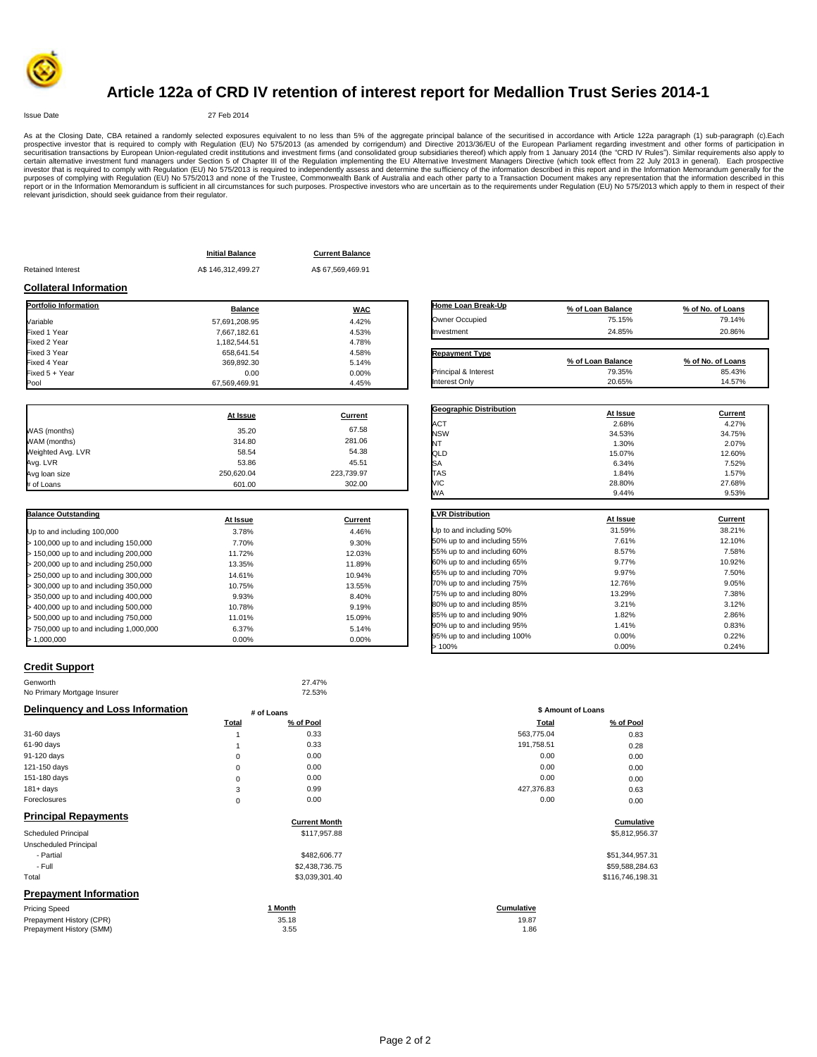# Article 122a of CRD IV retention of interest report for Medallion Trust Series 2014-1

Issue Date 27 Feb 2014

As at the Closing Date, CBA retained a randomly selected exposures equivalent to no less than 5% of the aggregate principal balance of the securitised in accordance with Article 122a paragraph (1) sub-paragraph (c).Each prospective investor that is required to comply with Regulation (EU) No 575/2013 (as amended by corrigendum) and Directive 2013/36/EU of the European Parliament regarding investment and other forms of participation in securitisation transactions by European Union-regulated credit institutions and investment firms (and consolidated group subsidiaries thereof) which apply from 1 January 2014 (the "CRD IV Rules"). Similar requirements also apply to certain alternative investment fund managers under Section 5 of Chapter III of the Regulation implementing the EU Alternative Investment Managers Directive (which took effect from 22 July 2013 in general). Each prospective investor that is required to comply with Regulation (EU) No 575/2013 is required to independently assess and determine the sufficiency of the information described in this report and in the Information Memorandum generally for the purposes of complying with Regulation (EU) No 575/2013 and none of the Trustee, Commonwealth Bank of Australia and each other party to a Transaction Document makes any representation that the information described in this report or in the Information Memorandum is sufficient in all circumstances for such purposes. Prospective investors who are uncertain as to the requirements under Regulation (EU) No 575/2013 which apply to them in respect of their relevant jurisdiction, should seek guidance from their regulator.

| | Initial Balance | Current Balance |
|---|---|---|
| Retained Interest | A$ 146,312,499.27 | A$ 67,569,469.91 |

## Collateral Information

| Portfolio Information | Balance | WAC |
|---|---|---|
| Variable | 57,691,208.95 | 4.42% |
| Fixed 1 Year | 7,667,182.61 | 4.53% |
| Fixed 2 Year | 1,182,544.51 | 4.78% |
| Fixed 3 Year | 658,641.54 | 4.58% |
| Fixed 4 Year | 369,892.30 | 5.14% |
| Fixed 5 + Year | 0.00 | 0.00% |
| Pool | 67,569,469.91 | 4.45% |

| Home Loan Break-Up | % of Loan Balance | % of No. of Loans |
|---|---|---|
| Owner Occupied | 75.15% | 79.14% |
| Investment | 24.85% | 20.86% |

| Repayment Type | % of Loan Balance | % of No. of Loans |
|---|---|---|
| Principal & Interest | 79.35% | 85.43% |
| Interest Only | 20.65% | 14.57% |

| | At Issue | Current |
|---|---|---|
| WAS (months) | 35.20 | 67.58 |
| WAM (months) | 314.80 | 281.06 |
| Weighted Avg. LVR | 58.54 | 54.38 |
| Avg. LVR | 53.86 | 45.51 |
| Avg loan size | 250,620.04 | 223,739.97 |
| # of Loans | 601.00 | 302.00 |

| Geographic Distribution | At Issue | Current |
|---|---|---|
| ACT | 2.68% | 4.27% |
| NSW | 34.53% | 34.75% |
| NT | 1.30% | 2.07% |
| QLD | 15.07% | 12.60% |
| SA | 6.34% | 7.52% |
| TAS | 1.84% | 1.57% |
| VIC | 28.80% | 27.68% |
| WA | 9.44% | 9.53% |

| Balance Outstanding | At Issue | Current |
|---|---|---|
| Up to and including 100,000 | 3.78% | 4.46% |
| > 100,000 up to and including 150,000 | 7.70% | 9.30% |
| > 150,000 up to and including 200,000 | 11.72% | 12.03% |
| > 200,000 up to and including 250,000 | 13.35% | 11.89% |
| > 250,000 up to and including 300,000 | 14.61% | 10.94% |
| > 300,000 up to and including 350,000 | 10.75% | 13.55% |
| > 350,000 up to and including 400,000 | 9.93% | 8.40% |
| > 400,000 up to and including 500,000 | 10.78% | 9.19% |
| > 500,000 up to and including 750,000 | 11.01% | 15.09% |
| > 750,000 up to and including 1,000,000 | 6.37% | 5.14% |
| > 1,000,000 | 0.00% | 0.00% |

| LVR Distribution | At Issue | Current |
|---|---|---|
| Up to and including 50% | 31.59% | 38.21% |
| 50% up to and including 55% | 7.61% | 12.10% |
| 55% up to and including 60% | 8.57% | 7.58% |
| 60% up to and including 65% | 9.77% | 10.92% |
| 65% up to and including 70% | 9.97% | 7.50% |
| 70% up to and including 75% | 12.76% | 9.05% |
| 75% up to and including 80% | 13.29% | 7.38% |
| 80% up to and including 85% | 3.21% | 3.12% |
| 85% up to and including 90% | 1.82% | 2.86% |
| 90% up to and including 95% | 1.41% | 0.83% |
| 95% up to and including 100% | 0.00% | 0.22% |
| > 100% | 0.00% | 0.24% |

## Credit Support

| | |
|---|---|
| Genworth | 27.47% |
| No Primary Mortgage Insurer | 72.53% |

## Delinquency and Loss Information

| | # of Loans | | $ Amount of Loans | |
|---|---|---|---|---|
| | Total | % of Pool | Total | % of Pool |
| 31-60 days | 1 | 0.33 | 563,775.04 | 0.83 |
| 61-90 days | 1 | 0.33 | 191,758.51 | 0.28 |
| 91-120 days | 0 | 0.00 | 0.00 | 0.00 |
| 121-150 days | 0 | 0.00 | 0.00 | 0.00 |
| 151-180 days | 0 | 0.00 | 0.00 | 0.00 |
| 181+ days | 3 | 0.99 | 427,376.83 | 0.63 |
| Foreclosures | 0 | 0.00 | 0.00 | 0.00 |

## Principal Repayments

| | Current Month | Cumulative |
|---|---|---|
| Scheduled Principal | $117,957.88 | $5,812,956.37 |
| Unscheduled Principal | | |
| - Partial | $482,606.77 | $51,344,957.31 |
| - Full | $2,438,736.75 | $59,588,284.63 |
| Total | $3,039,301.40 | $116,746,198.31 |

## Prepayment Information

| Pricing Speed | 1 Month | Cumulative |
|---|---|---|
| Prepayment History (CPR) | 35.18 | 19.87 |
| Prepayment History (SMM) | 3.55 | 1.86 |